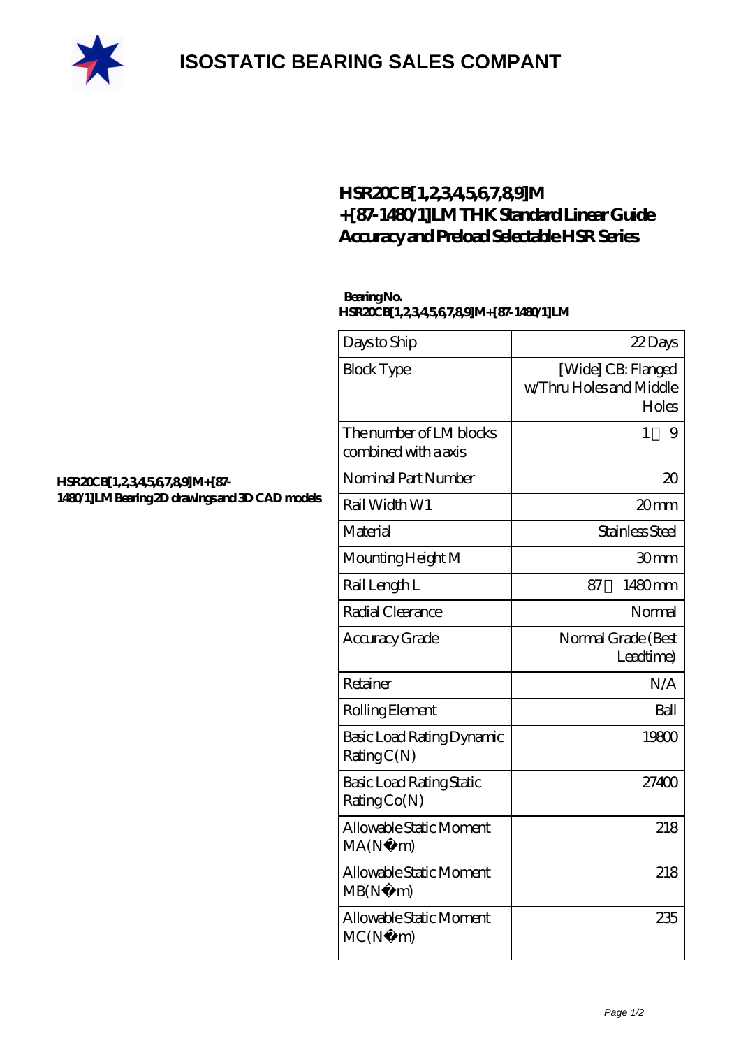# ISOSTATIC BEARING SALES COMPANT

## HSR20CB[1,2,3,4,5,6,7,8,9]M+[87-1480/1]LM THK Standard Linear Guide Accuracy and Preload Selectable HSR Series

**HSR20CB[1,2,3,4,5,6,7,8,9]M+[87-1480/1]LM Bearing 2D drawings and 3D CAD models**

**Bearing No.**
**HSR20CB[1,2,3,4,5,6,7,8,9]M+[87-1480/1]LM**

| | |
|---|---|
| Days to Ship | 22 Days |
| Block Type | [Wide] CB: Flanged w/Thru Holes and Middle Holes |
| The number of LM blocks combined with a axis | 1～9 |
| Nominal Part Number | 20 |
| Rail Width W1 | 20 mm |
| Material | Stainless Steel |
| Mounting Height M | 30 mm |
| Rail Length L | 87～1480 mm |
| Radial Clearance | Normal |
| Accuracy Grade | Normal Grade (Best Leadtime) |
| Retainer | N/A |
| Rolling Element | Ball |
| Basic Load Rating Dynamic Rating C(N) | 19800 |
| Basic Load Rating Static Rating Co(N) | 27400 |
| Allowable Static Moment MA(N·m) | 218 |
| Allowable Static Moment MB(N·m) | 218 |
| Allowable Static Moment MC(N·m) | 235 |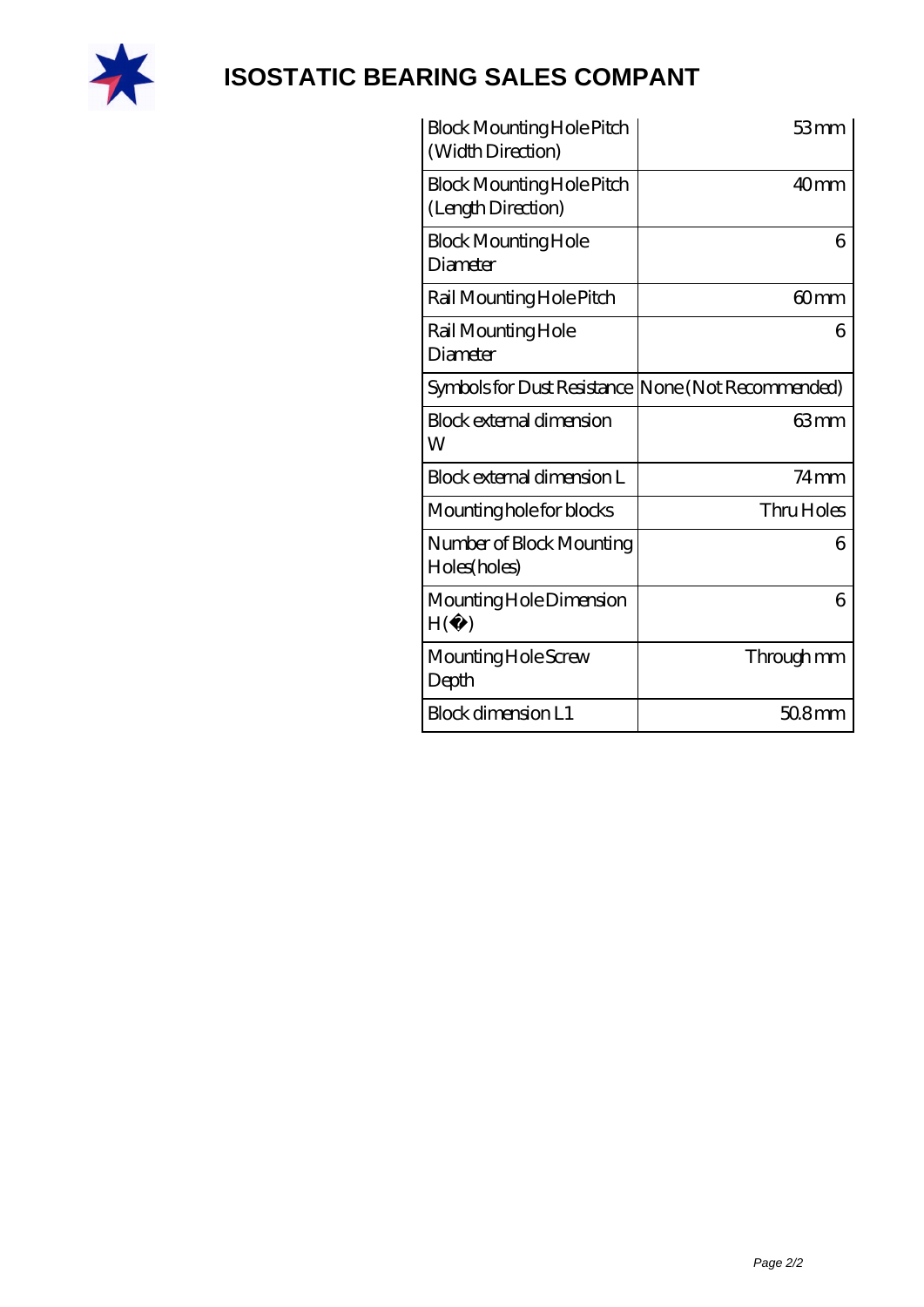# ISOSTATIC BEARING SALES COMPANT

| | |
|---|---|
| Block Mounting Hole Pitch (Width Direction) | 53 mm |
| Block Mounting Hole Pitch (Length Direction) | 40 mm |
| Block Mounting Hole Diameter | 6 |
| Rail Mounting Hole Pitch | 60 mm |
| Rail Mounting Hole Diameter | 6 |
| Symbols for Dust Resistance | None (Not Recommended) |
| Block external dimension W | 63 mm |
| Block external dimension L | 74 mm |
| Mounting hole for blocks | Thru Holes |
| Number of Block Mounting Holes(holes) | 6 |
| Mounting Hole Dimension H(�) | 6 |
| Mounting Hole Screw Depth | Through mm |
| Block dimension L1 | 50.8 mm |